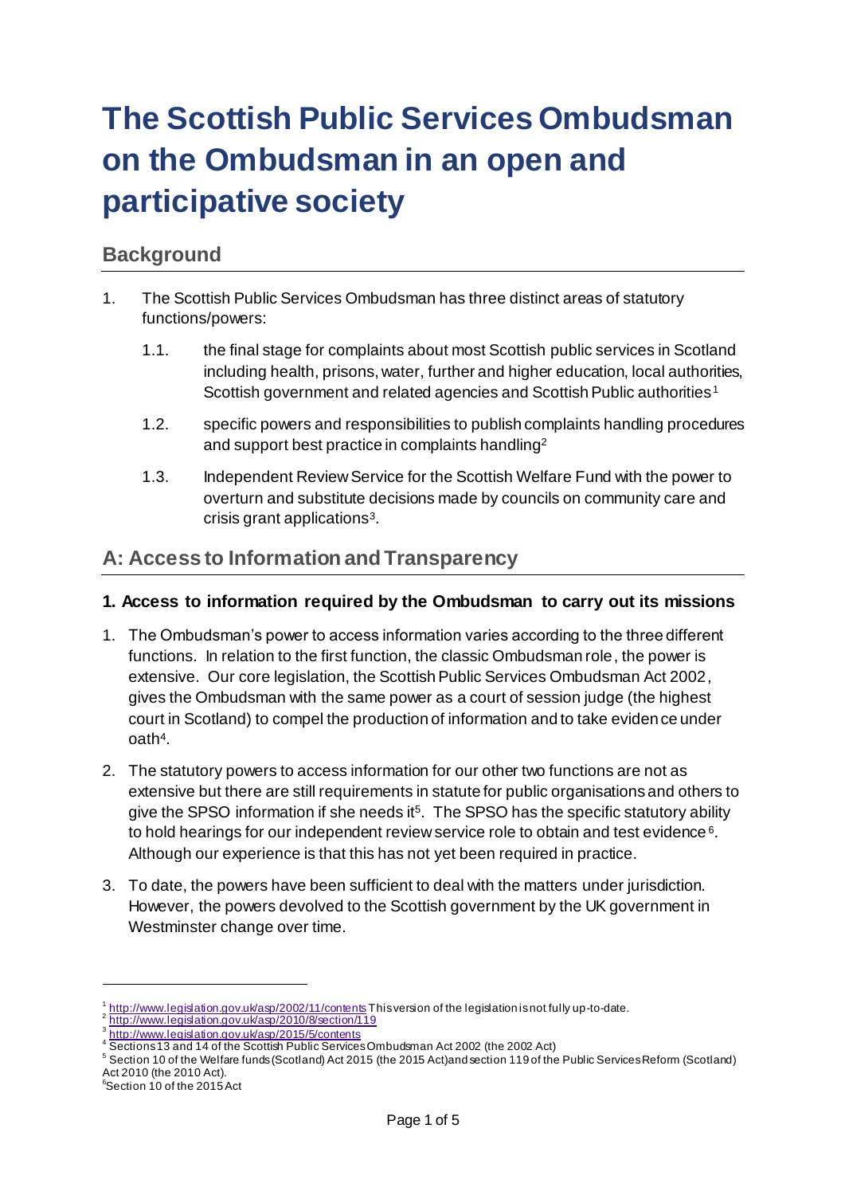# The Scottish Public Services Ombudsman on the Ombudsman in an open and participative society

## Background

1. The Scottish Public Services Ombudsman has three distinct areas of statutory functions/powers:

    1.1. the final stage for complaints about most Scottish public services in Scotland including health, prisons, water, further and higher education, local authorities, Scottish government and related agencies and Scottish Public authorities[1]

    1.2. specific powers and responsibilities to publish complaints handling procedures and support best practice in complaints handling[2]

    1.3. Independent Review Service for the Scottish Welfare Fund with the power to overturn and substitute decisions made by councils on community care and crisis grant applications[3].

## A: Access to Information and Transparency

### 1. Access to information required by the Ombudsman to carry out its missions

1. The Ombudsman's power to access information varies according to the three different functions. In relation to the first function, the classic Ombudsman role, the power is extensive. Our core legislation, the Scottish Public Services Ombudsman Act 2002, gives the Ombudsman with the same power as a court of session judge (the highest court in Scotland) to compel the production of information and to take evidence under oath[4].

2. The statutory powers to access information for our other two functions are not as extensive but there are still requirements in statute for public organisations and others to give the SPSO information if she needs it[5]. The SPSO has the specific statutory ability to hold hearings for our independent review service role to obtain and test evidence[6]. Although our experience is that this has not yet been required in practice.

3. To date, the powers have been sufficient to deal with the matters under jurisdiction. However, the powers devolved to the Scottish government by the UK government in Westminster change over time.

---

[1] http://www.legislation.gov.uk/asp/2002/11/contents This version of the legislation is not fully up-to-date.

[2] http://www.legislation.gov.uk/asp/2010/8/section/119

[3] http://www.legislation.gov.uk/asp/2015/5/contents

[4] Sections 13 and 14 of the Scottish Public Services Ombudsman Act 2002 (the 2002 Act)

[5] Section 10 of the Welfare funds (Scotland) Act 2015 (the 2015 Act) and section 119 of the Public Services Reform (Scotland) Act 2010 (the 2010 Act).

[6] Section 10 of the 2015 Act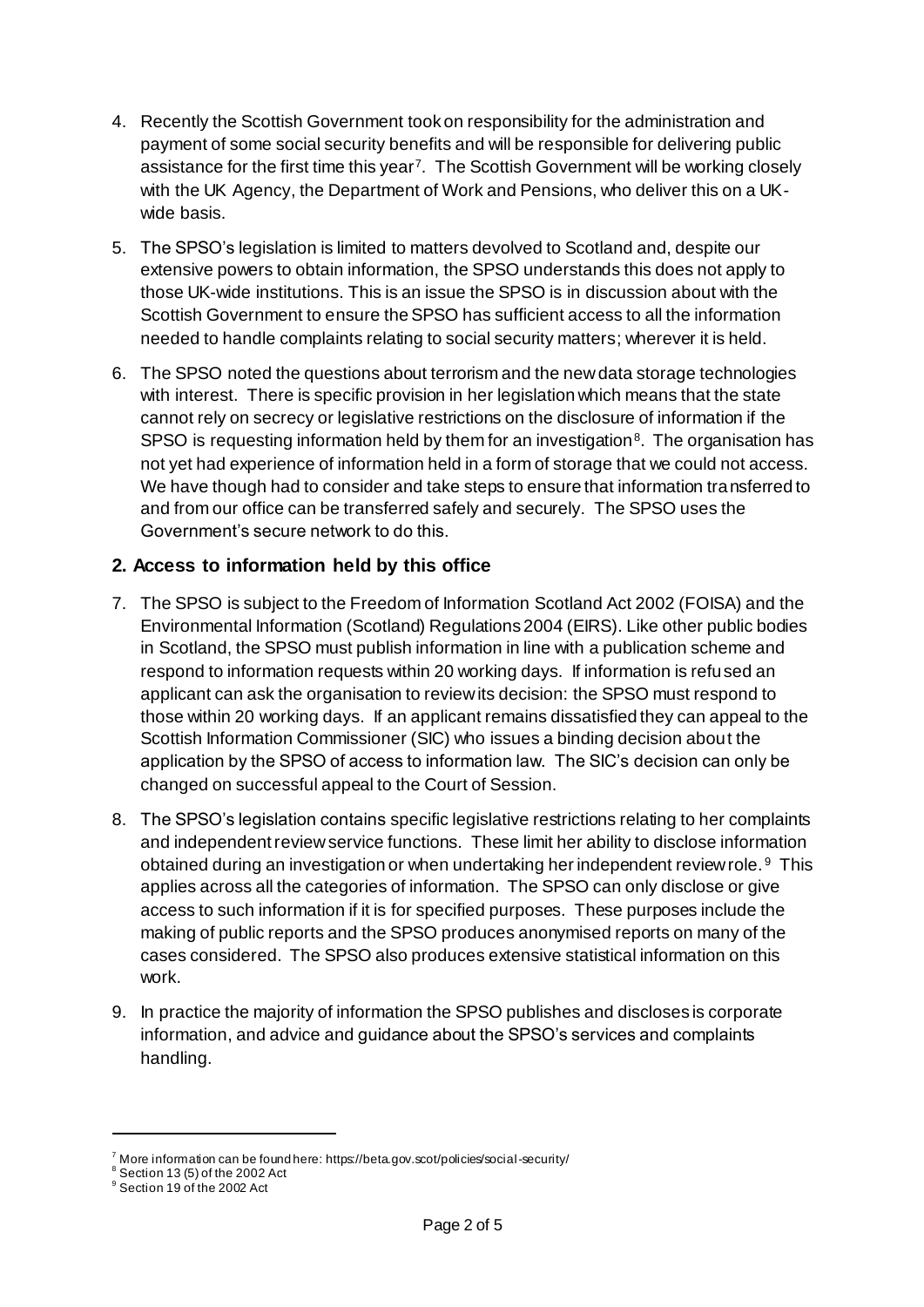4. Recently the Scottish Government took on responsibility for the administration and payment of some social security benefits and will be responsible for delivering public assistance for the first time this year[7]. The Scottish Government will be working closely with the UK Agency, the Department of Work and Pensions, who deliver this on a UK-wide basis.

5. The SPSO's legislation is limited to matters devolved to Scotland and, despite our extensive powers to obtain information, the SPSO understands this does not apply to those UK-wide institutions. This is an issue the SPSO is in discussion about with the Scottish Government to ensure the SPSO has sufficient access to all the information needed to handle complaints relating to social security matters; wherever it is held.

6. The SPSO noted the questions about terrorism and the new data storage technologies with interest. There is specific provision in her legislation which means that the state cannot rely on secrecy or legislative restrictions on the disclosure of information if the SPSO is requesting information held by them for an investigation[8]. The organisation has not yet had experience of information held in a form of storage that we could not access. We have though had to consider and take steps to ensure that information transferred to and from our office can be transferred safely and securely. The SPSO uses the Government's secure network to do this.

## 2. Access to information held by this office

7. The SPSO is subject to the Freedom of Information Scotland Act 2002 (FOISA) and the Environmental Information (Scotland) Regulations 2004 (EIRS). Like other public bodies in Scotland, the SPSO must publish information in line with a publication scheme and respond to information requests within 20 working days. If information is refused an applicant can ask the organisation to review its decision: the SPSO must respond to those within 20 working days. If an applicant remains dissatisfied they can appeal to the Scottish Information Commissioner (SIC) who issues a binding decision about the application by the SPSO of access to information law. The SIC's decision can only be changed on successful appeal to the Court of Session.

8. The SPSO's legislation contains specific legislative restrictions relating to her complaints and independent review service functions. These limit her ability to disclose information obtained during an investigation or when undertaking her independent review role.[9] This applies across all the categories of information. The SPSO can only disclose or give access to such information if it is for specified purposes. These purposes include the making of public reports and the SPSO produces anonymised reports on many of the cases considered. The SPSO also produces extensive statistical information on this work.

9. In practice the majority of information the SPSO publishes and discloses is corporate information, and advice and guidance about the SPSO's services and complaints handling.

---

[7] More information can be found here: https://beta.gov.scot/policies/social-security/

[8] Section 13 (5) of the 2002 Act

[9] Section 19 of the 2002 Act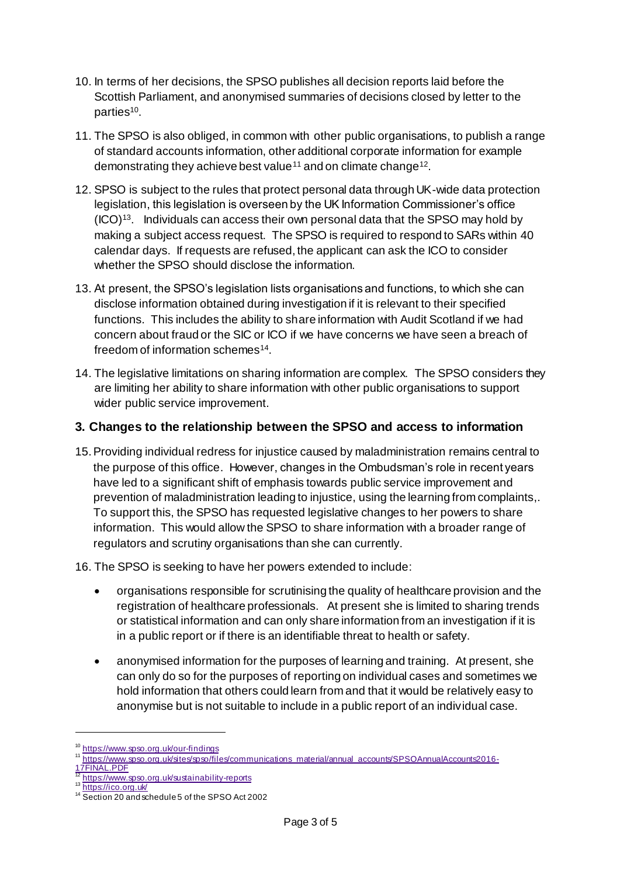10. In terms of her decisions, the SPSO publishes all decision reports laid before the Scottish Parliament, and anonymised summaries of decisions closed by letter to the parties[10].

11. The SPSO is also obliged, in common with other public organisations, to publish a range of standard accounts information, other additional corporate information for example demonstrating they achieve best value[11] and on climate change[12].

12. SPSO is subject to the rules that protect personal data through UK-wide data protection legislation, this legislation is overseen by the UK Information Commissioner's office (ICO)[13]. Individuals can access their own personal data that the SPSO may hold by making a subject access request. The SPSO is required to respond to SARs within 40 calendar days. If requests are refused, the applicant can ask the ICO to consider whether the SPSO should disclose the information.

13. At present, the SPSO's legislation lists organisations and functions, to which she can disclose information obtained during investigation if it is relevant to their specified functions. This includes the ability to share information with Audit Scotland if we had concern about fraud or the SIC or ICO if we have concerns we have seen a breach of freedom of information schemes[14].

14. The legislative limitations on sharing information are complex. The SPSO considers they are limiting her ability to share information with other public organisations to support wider public service improvement.

## 3. Changes to the relationship between the SPSO and access to information

15. Providing individual redress for injustice caused by maladministration remains central to the purpose of this office. However, changes in the Ombudsman's role in recent years have led to a significant shift of emphasis towards public service improvement and prevention of maladministration leading to injustice, using the learning from complaints,. To support this, the SPSO has requested legislative changes to her powers to share information. This would allow the SPSO to share information with a broader range of regulators and scrutiny organisations than she can currently.

16. The SPSO is seeking to have her powers extended to include:

    - organisations responsible for scrutinising the quality of healthcare provision and the registration of healthcare professionals. At present she is limited to sharing trends or statistical information and can only share information from an investigation if it is in a public report or if there is an identifiable threat to health or safety.

    - anonymised information for the purposes of learning and training. At present, she can only do so for the purposes of reporting on individual cases and sometimes we hold information that others could learn from and that it would be relatively easy to anonymise but is not suitable to include in a public report of an individual case.

---

[10] https://www.spso.org.uk/our-findings

[11] https://www.spso.org.uk/sites/spso/files/communications_material/annual_accounts/SPSOAnnualAccounts2016-17FINAL.PDF

[12] https://www.spso.org.uk/sustainability-reports

[13] https://ico.org.uk/

[14] Section 20 and schedule 5 of the SPSO Act 2002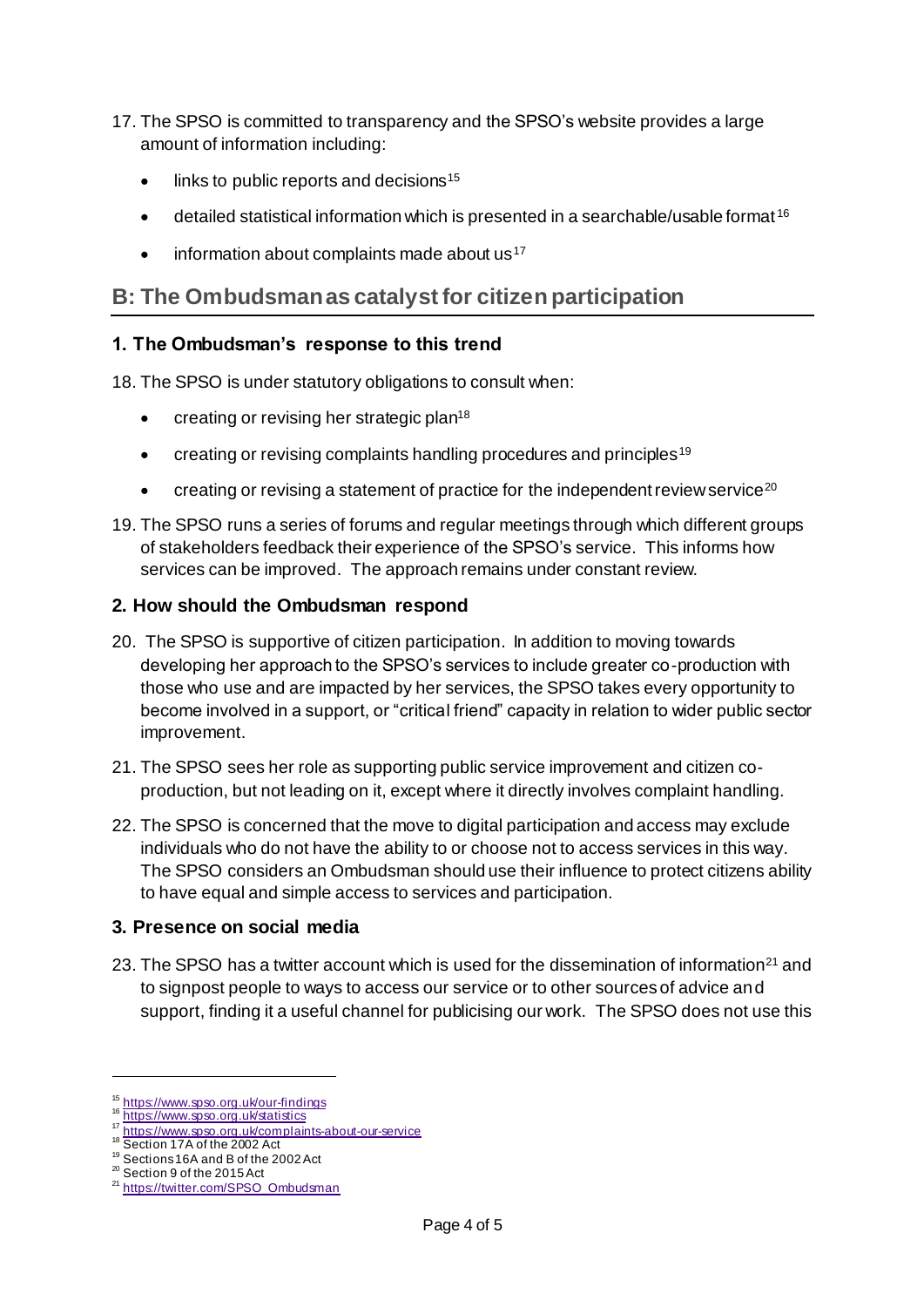17. The SPSO is committed to transparency and the SPSO's website provides a large amount of information including:

    - links to public reports and decisions[15]
    - detailed statistical information which is presented in a searchable/usable format[16]
    - information about complaints made about us[17]

## B: The Ombudsman as catalyst for citizen participation

### 1. The Ombudsman's response to this trend

18. The SPSO is under statutory obligations to consult when:

    - creating or revising her strategic plan[18]
    - creating or revising complaints handling procedures and principles[19]
    - creating or revising a statement of practice for the independent review service[20]

19. The SPSO runs a series of forums and regular meetings through which different groups of stakeholders feedback their experience of the SPSO's service. This informs how services can be improved. The approach remains under constant review.

### 2. How should the Ombudsman respond

20. The SPSO is supportive of citizen participation. In addition to moving towards developing her approach to the SPSO's services to include greater co-production with those who use and are impacted by her services, the SPSO takes every opportunity to become involved in a support, or "critical friend" capacity in relation to wider public sector improvement.

21. The SPSO sees her role as supporting public service improvement and citizen co-production, but not leading on it, except where it directly involves complaint handling.

22. The SPSO is concerned that the move to digital participation and access may exclude individuals who do not have the ability to or choose not to access services in this way. The SPSO considers an Ombudsman should use their influence to protect citizens ability to have equal and simple access to services and participation.

### 3. Presence on social media

23. The SPSO has a twitter account which is used for the dissemination of information[21] and to signpost people to ways to access our service or to other sources of advice and support, finding it a useful channel for publicising our work. The SPSO does not use this

---

[15] https://www.spso.org.uk/our-findings

[16] https://www.spso.org.uk/statistics

[17] https://www.spso.org.uk/complaints-about-our-service

[18] Section 17A of the 2002 Act

[19] Sections 16A and B of the 2002 Act

[20] Section 9 of the 2015 Act

[21] https://twitter.com/SPSO_Ombudsman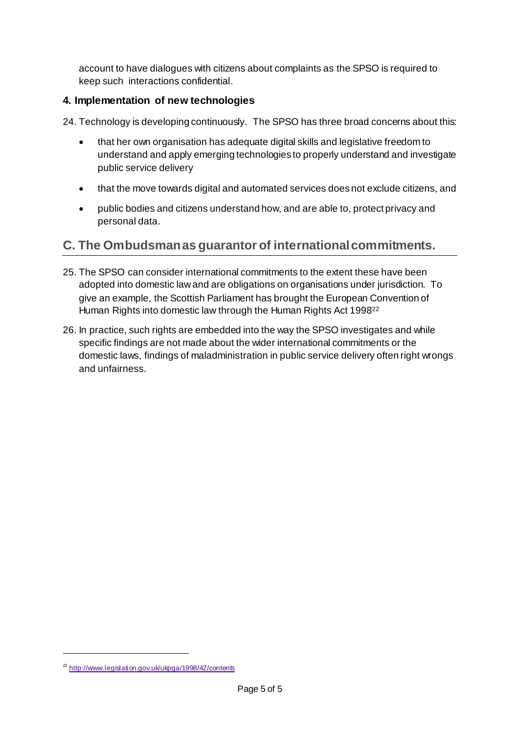account to have dialogues with citizens about complaints as the SPSO is required to keep such interactions confidential.

### 4. Implementation of new technologies

24. Technology is developing continuously. The SPSO has three broad concerns about this:

- that her own organisation has adequate digital skills and legislative freedom to understand and apply emerging technologies to properly understand and investigate public service delivery
- that the move towards digital and automated services does not exclude citizens, and
- public bodies and citizens understand how, and are able to, protect privacy and personal data.

## C. The Ombudsman as guarantor of international commitments.

25. The SPSO can consider international commitments to the extent these have been adopted into domestic law and are obligations on organisations under jurisdiction. To give an example, the Scottish Parliament has brought the European Convention of Human Rights into domestic law through the Human Rights Act 1998[22]

26. In practice, such rights are embedded into the way the SPSO investigates and while specific findings are not made about the wider international commitments or the domestic laws, findings of maladministration in public service delivery often right wrongs and unfairness.

[22] http://www.legislation.gov.uk/ukpga/1998/42/contents